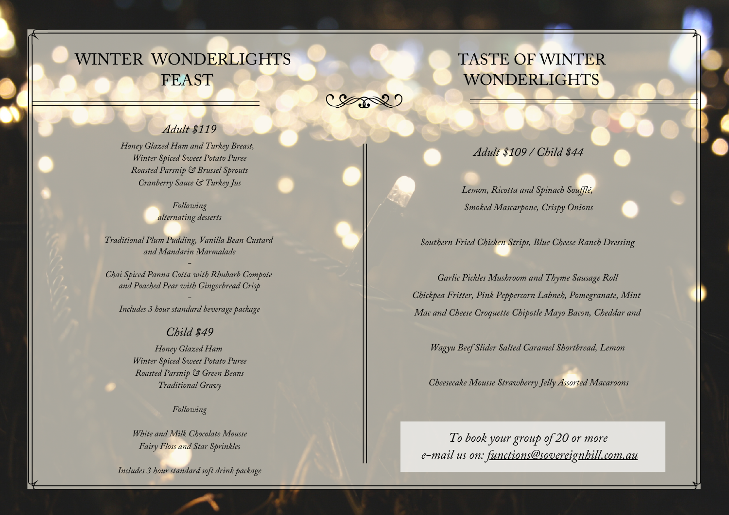# WINTER WONDERLIGHTS FEAST

*Adult $119*

*Honey Glazed Ham and Turkey Breast,*
*Winter Spiced Sweet Potato Puree*
*Roasted Parsnip & Brussel Sprouts*
*Cranberry Sauce & Turkey Jus*

*Following*
*alternating desserts*

*Traditional Plum Pudding, Vanilla Bean Custard and Mandarin Marmalade*

–

*Chai Spiced Panna Cotta with Rhubarb Compote and Poached Pear with Gingerbread Crisp*

–

*Includes 3 hour standard beverage package*

*Child $49*

*Honey Glazed Ham*
*Winter Spiced Sweet Potato Puree*
*Roasted Parsnip & Green Beans*
*Traditional Gravy*

*Following*

*White and Milk Chocolate Mousse*
*Fairy Floss and Star Sprinkles*

*Includes 3 hour standard soft drink package*

# TASTE OF WINTER WONDERLIGHTS

*Adult $109 / Child $44*

*Lemon, Ricotta and Spinach Soufflé,*
*Smoked Mascarpone, Crispy Onions*

*Southern Fried Chicken Strips, Blue Cheese Ranch Dressing*

*Garlic Pickles Mushroom and Thyme Sausage Roll*
*Chickpea Fritter, Pink Peppercorn Labneh, Pomegranate, Mint*
*Mac and Cheese Croquette Chipotle Mayo Bacon, Cheddar and*

*Wagyu Beef Slider Salted Caramel Shortbread, Lemon*

*Cheesecake Mousse Strawberry Jelly Assorted Macaroons*

*To book your group of 20 or more*
*e-mail us on: functions@sovereignhill.com.au*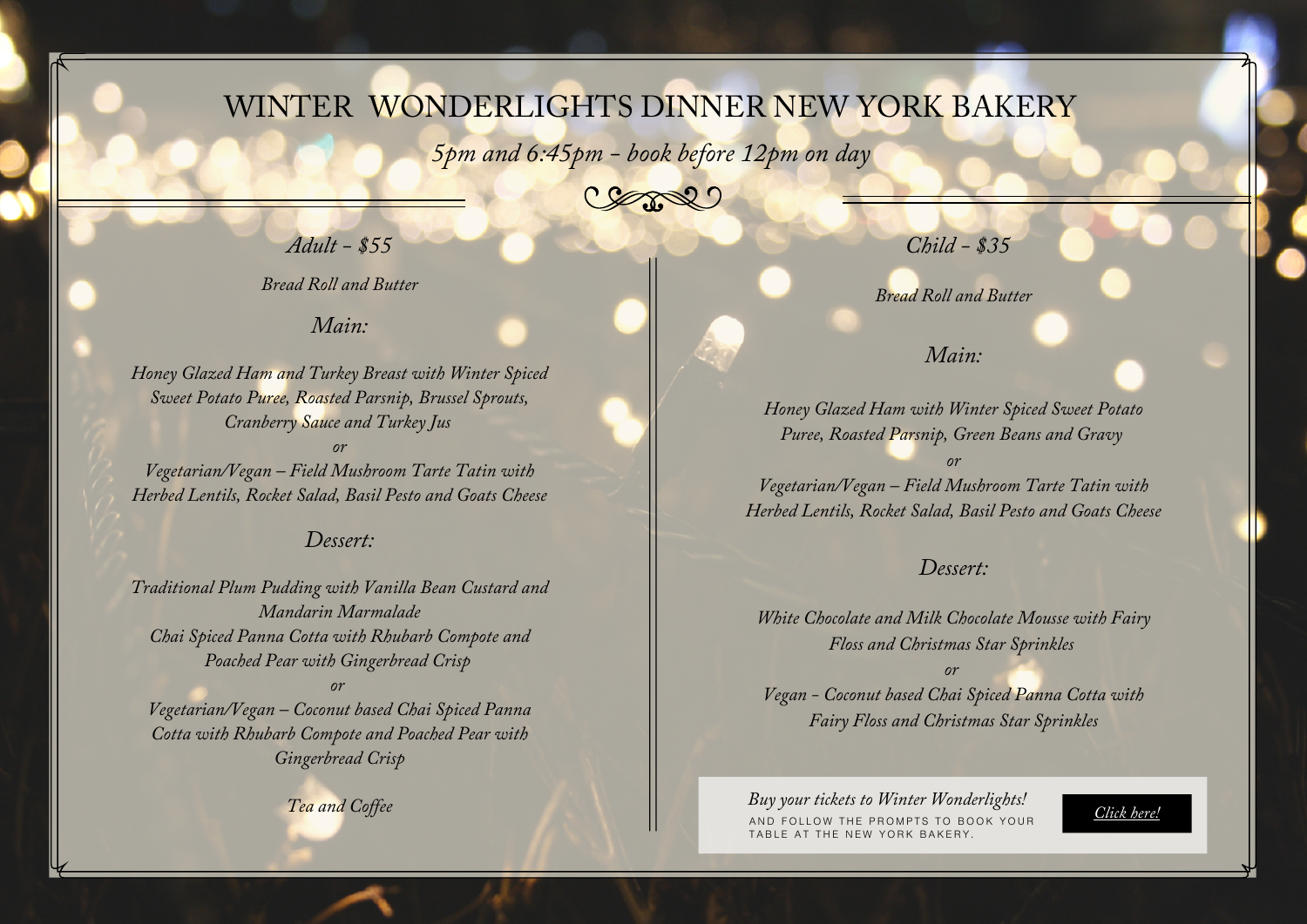# WINTER WONDERLIGHTS DINNER NEW YORK BAKERY

*5pm and 6:45pm - book before 12pm on day*

## *Adult - $55*

*Bread Roll and Butter*

### *Main:*

*Honey Glazed Ham and Turkey Breast with Winter Spiced Sweet Potato Puree, Roasted Parsnip, Brussel Sprouts, Cranberry Sauce and Turkey Jus*

*or*

*Vegetarian/Vegan – Field Mushroom Tarte Tatin with Herbed Lentils, Rocket Salad, Basil Pesto and Goats Cheese*

### *Dessert:*

*Traditional Plum Pudding with Vanilla Bean Custard and Mandarin Marmalade*

*Chai Spiced Panna Cotta with Rhubarb Compote and Poached Pear with Gingerbread Crisp*

*or*

*Vegetarian/Vegan – Coconut based Chai Spiced Panna Cotta with Rhubarb Compote and Poached Pear with Gingerbread Crisp*

*Tea and Coffee*

## *Child - $35*

*Bread Roll and Butter*

### *Main:*

*Honey Glazed Ham with Winter Spiced Sweet Potato Puree, Roasted Parsnip, Green Beans and Gravy*

*or*

*Vegetarian/Vegan – Field Mushroom Tarte Tatin with Herbed Lentils, Rocket Salad, Basil Pesto and Goats Cheese*

### *Dessert:*

*White Chocolate and Milk Chocolate Mousse with Fairy Floss and Christmas Star Sprinkles*

*or*

*Vegan - Coconut based Chai Spiced Panna Cotta with Fairy Floss and Christmas Star Sprinkles*

*Buy your tickets to Winter Wonderlights!*

AND FOLLOW THE PROMPTS TO BOOK YOUR TABLE AT THE NEW YORK BAKERY.

*Click here!*